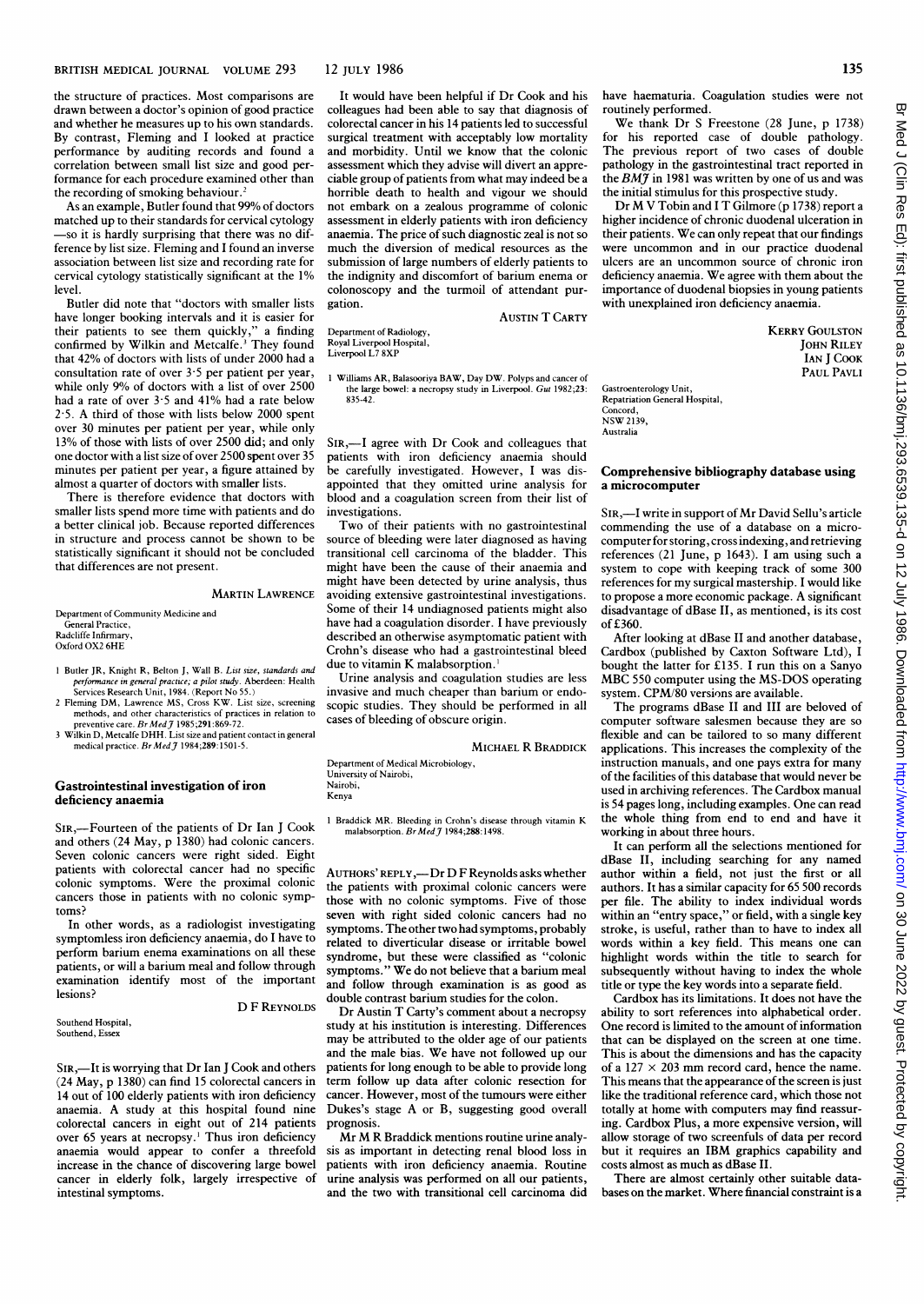the structure of practices. Most comparisons are drawn between a doctor's opinion of good practice and whether he measures up to his own standards. By contrast, Fleming and I looked at practice performance by auditing records and found a correlation between small list size and good performance for each procedure examined other than the recording of smoking behaviour.[2]

As an example, Butler found that 99% of doctors matched up to their standards for cervical cytology —so it is hardly surprising that there was no difference by list size. Fleming and I found an inverse association between list size and recording rate for cervical cytology statistically significant at the 1% level.

Butler did note that "doctors with smaller lists have longer booking intervals and it is easier for their patients to see them quickly," a finding confirmed by Wilkin and Metcalfe.[3] They found that 42% of doctors with lists of under 2000 had a consultation rate of over 3·5 per patient per year, while only 9% of doctors with a list of over 2500 had a rate of over 3·5 and 41% had a rate below 2·5. A third of those with lists below 2000 spent over 30 minutes per patient per year, while only 13% of those with lists of over 2500 did; and only one doctor with a list size of over 2500 spent over 35 minutes per patient per year, a figure attained by almost a quarter of doctors with smaller lists.

There is therefore evidence that doctors with smaller lists spend more time with patients and do a better clinical job. Because reported differences in structure and process cannot be shown to be statistically significant it should not be concluded that differences are not present.

MARTIN LAWRENCE

Department of Community Medicine and General Practice,
Radcliffe Infirmary,
Oxford OX2 6HE

1 Butler JR, Knight R, Belton J, Wall B. *List size, standards and performance in general practice; a pilot study.* Aberdeen: Health Services Research Unit, 1984. (Report No 55.)
2 Fleming DM, Lawrence MS, Cross KW. List size, screening methods, and other characteristics of practices in relation to preventive care. *Br Med J* 1985;291:869-72.
3 Wilkin D, Metcalfe DHH. List size and patient contact in general medical practice. *Br Med J* 1984;289:1501-5.

## Gastrointestinal investigation of iron deficiency anaemia

SIR,—Fourteen of the patients of Dr Ian J Cook and others (24 May, p 1380) had colonic cancers. Seven colonic cancers were right sided. Eight patients with colorectal cancer had no specific colonic symptoms. Were the proximal colonic cancers those in patients with no colonic symptoms?

In other words, as a radiologist investigating symptomless iron deficiency anaemia, do I have to perform barium enema examinations on all these patients, or will a barium meal and follow through examination identify most of the important lesions?

D F REYNOLDS

Southend Hospital,
Southend, Essex

SIR,—It is worrying that Dr Ian J Cook and others (24 May, p 1380) can find 15 colorectal cancers in 14 out of 100 elderly patients with iron deficiency anaemia. A study at this hospital found nine colorectal cancers in eight out of 214 patients over 65 years at necropsy.[1] Thus iron deficiency anaemia would appear to confer a threefold increase in the chance of discovering large bowel cancer in elderly folk, largely irrespective of intestinal symptoms.

It would have been helpful if Dr Cook and his colleagues had been able to say that diagnosis of colorectal cancer in his 14 patients led to successful surgical treatment with acceptably low mortality and morbidity. Until we know that the colonic assessment which they advise will divert an appreciable group of patients from what may indeed be a horrible death to health and vigour we should not embark on a zealous programme of colonic assessment in elderly patients with iron deficiency anaemia. The price of such diagnostic zeal is not so much the diversion of medical resources as the submission of large numbers of elderly patients to the indignity and discomfort of barium enema or colonoscopy and the turmoil of attendant purgation.

AUSTIN T CARTY

Department of Radiology,
Royal Liverpool Hospital,
Liverpool L7 8XP

1 Williams AR, Balasooriya BAW, Day DW. Polyps and cancer of the large bowel: a necropsy study in Liverpool. *Gut* 1982;23: 835-42.

SIR,—I agree with Dr Cook and colleagues that patients with iron deficiency anaemia should be carefully investigated. However, I was disappointed that they omitted urine analysis for blood and a coagulation screen from their list of investigations.

Two of their patients with no gastrointestinal source of bleeding were later diagnosed as having transitional cell carcinoma of the bladder. This might have been the cause of their anaemia and might have been detected by urine analysis, thus avoiding extensive gastrointestinal investigations. Some of their 14 undiagnosed patients might also have had a coagulation disorder. I have previously described an otherwise asymptomatic patient with Crohn's disease who had a gastrointestinal bleed due to vitamin K malabsorption.[1]

Urine analysis and coagulation studies are less invasive and much cheaper than barium or endoscopic studies. They should be performed in all cases of bleeding of obscure origin.

MICHAEL R BRADDICK

Department of Medical Microbiology,
University of Nairobi,
Nairobi,
Kenya

1 Braddick MR. Bleeding in Crohn's disease through vitamin K malabsorption. *Br Med J* 1984;288:1498.

AUTHORS' REPLY,—Dr D F Reynolds asks whether the patients with proximal colonic cancers were those with no colonic symptoms. Five of those seven with right sided colonic cancers had no symptoms. The other two had symptoms, probably related to diverticular disease or irritable bowel syndrome, but these were classified as "colonic symptoms." We do not believe that a barium meal and follow through examination is as good as double contrast barium studies for the colon.

Dr Austin T Carty's comment about a necropsy study at his institution is interesting. Differences may be attributed to the older age of our patients and the male bias. We have not followed up our patients for long enough to be able to provide long term follow up data after colonic resection for cancer. However, most of the tumours were either Dukes's stage A or B, suggesting good overall prognosis.

Mr M R Braddick mentions routine urine analysis as important in detecting renal blood loss in patients with iron deficiency anaemia. Routine urine analysis was performed on all our patients, and the two with transitional cell carcinoma did have haematuria. Coagulation studies were not routinely performed.

We thank Dr S Freestone (28 June, p 1738) for his reported case of double pathology. The previous report of two cases of double pathology in the gastrointestinal tract reported in the *BMJ* in 1981 was written by one of us and was the initial stimulus for this prospective study.

Dr M V Tobin and I T Gilmore (p 1738) report a higher incidence of chronic duodenal ulceration in their patients. We can only repeat that our findings were uncommon and in our practice duodenal ulcers are an uncommon source of chronic iron deficiency anaemia. We agree with them about the importance of duodenal biopsies in young patients with unexplained iron deficiency anaemia.

KERRY GOULSTON
JOHN RILEY
IAN J COOK
PAUL PAVLI

Gastroenterology Unit,
Repatriation General Hospital,
Concord,
NSW 2139,
Australia

## Comprehensive bibliography database using a microcomputer

SIR,—I write in support of Mr David Sellu's article commending the use of a database on a microcomputer for storing, cross indexing, and retrieving references (21 June, p 1643). I am using such a system to cope with keeping track of some 300 references for my surgical mastership. I would like to propose a more economic package. A significant disadvantage of dBase II, as mentioned, is its cost of £360.

After looking at dBase II and another database, Cardbox (published by Caxton Software Ltd), I bought the latter for £135. I run this on a Sanyo MBC 550 computer using the MS-DOS operating system. CPM/80 versions are available.

The programs dBase II and III are beloved of computer software salesmen because they are so flexible and can be tailored to so many different applications. This increases the complexity of the instruction manuals, and one pays extra for many of the facilities of this database that would never be used in archiving references. The Cardbox manual is 54 pages long, including examples. One can read the whole thing from end to end and have it working in about three hours.

It can perform all the selections mentioned for dBase II, including searching for any named author within a field, not just the first or all authors. It has a similar capacity for 65 500 records per file. The ability to index individual words within an "entry space," or field, with a single key stroke, is useful, rather than to have to index all words within a key field. This means one can highlight words within the title to search for subsequently without having to index the whole title or type the key words into a separate field.

Cardbox has its limitations. It does not have the ability to sort references into alphabetical order. One record is limited to the amount of information that can be displayed on the screen at one time. This is about the dimensions and has the capacity of a 127 × 203 mm record card, hence the name. This means that the appearance of the screen is just like the traditional reference card, which those not totally at home with computers may find reassuring. Cardbox Plus, a more expensive version, will allow storage of two screenfuls of data per record but it requires an IBM graphics capability and costs almost as much as dBase II.

There are almost certainly other suitable databases on the market. Where financial constraint is a